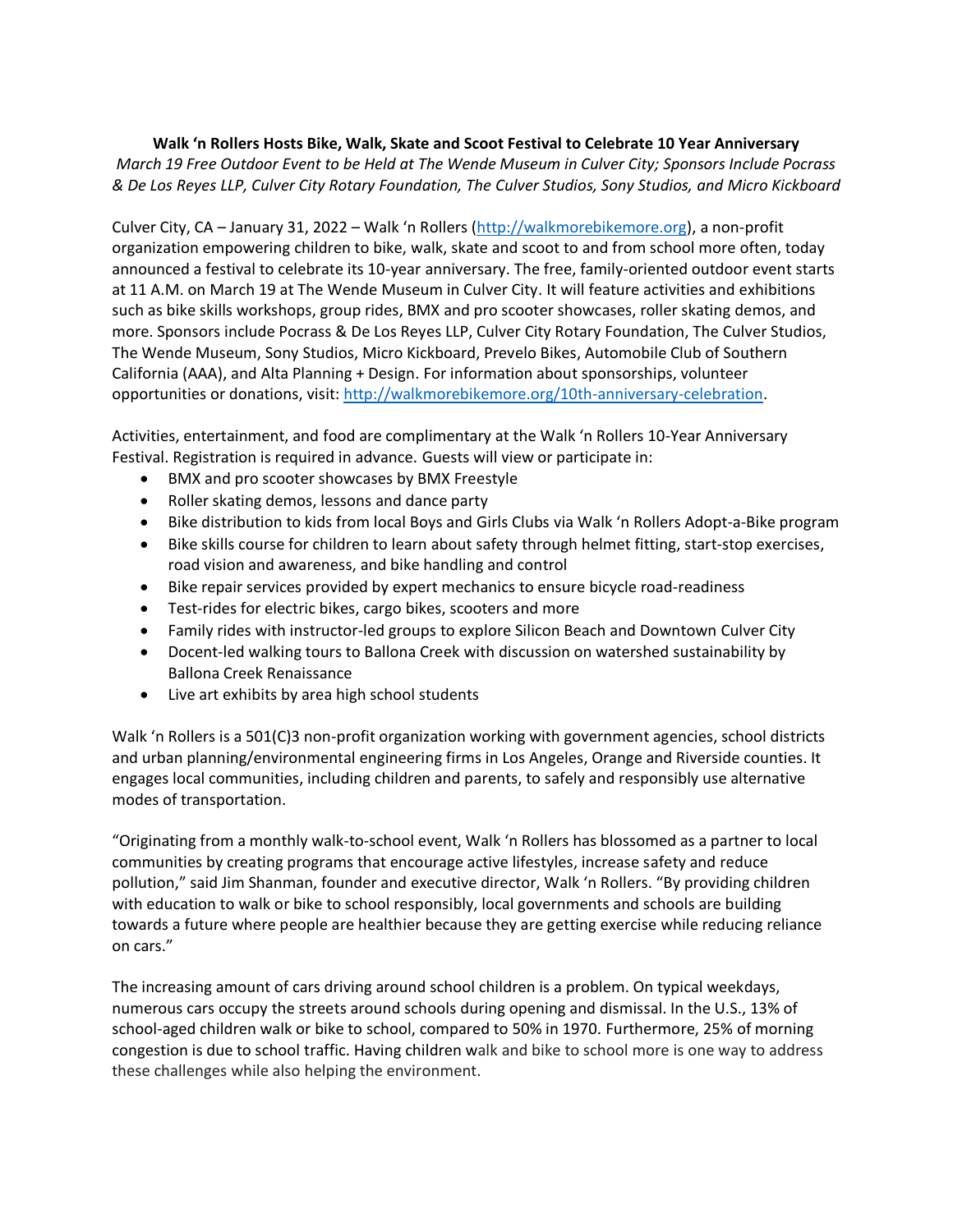**Walk 'n Rollers Hosts Bike, Walk, Skate and Scoot Festival to Celebrate 10 Year Anniversary**

*March 19 Free Outdoor Event to be Held at The Wende Museum in Culver City; Sponsors Include Pocrass & De Los Reyes LLP, Culver City Rotary Foundation, The Culver Studios, Sony Studios, and Micro Kickboard*

Culver City, CA – January 31, 2022 – Walk 'n Rollers (http://walkmorebikemore.org), a non-profit organization empowering children to bike, walk, skate and scoot to and from school more often, today announced a festival to celebrate its 10-year anniversary. The free, family-oriented outdoor event starts at 11 A.M. on March 19 at The Wende Museum in Culver City. It will feature activities and exhibitions such as bike skills workshops, group rides, BMX and pro scooter showcases, roller skating demos, and more. Sponsors include Pocrass & De Los Reyes LLP, Culver City Rotary Foundation, The Culver Studios, The Wende Museum, Sony Studios, Micro Kickboard, Prevelo Bikes, Automobile Club of Southern California (AAA), and Alta Planning + Design. For information about sponsorships, volunteer opportunities or donations, visit: http://walkmorebikemore.org/10th-anniversary-celebration.

Activities, entertainment, and food are complimentary at the Walk 'n Rollers 10-Year Anniversary Festival. Registration is required in advance. Guests will view or participate in:

- BMX and pro scooter showcases by BMX Freestyle
- Roller skating demos, lessons and dance party
- Bike distribution to kids from local Boys and Girls Clubs via Walk 'n Rollers Adopt-a-Bike program
- Bike skills course for children to learn about safety through helmet fitting, start-stop exercises, road vision and awareness, and bike handling and control
- Bike repair services provided by expert mechanics to ensure bicycle road-readiness
- Test-rides for electric bikes, cargo bikes, scooters and more
- Family rides with instructor-led groups to explore Silicon Beach and Downtown Culver City
- Docent-led walking tours to Ballona Creek with discussion on watershed sustainability by Ballona Creek Renaissance
- Live art exhibits by area high school students

Walk 'n Rollers is a 501(C)3 non-profit organization working with government agencies, school districts and urban planning/environmental engineering firms in Los Angeles, Orange and Riverside counties. It engages local communities, including children and parents, to safely and responsibly use alternative modes of transportation.

"Originating from a monthly walk-to-school event, Walk 'n Rollers has blossomed as a partner to local communities by creating programs that encourage active lifestyles, increase safety and reduce pollution," said Jim Shanman, founder and executive director, Walk 'n Rollers. "By providing children with education to walk or bike to school responsibly, local governments and schools are building towards a future where people are healthier because they are getting exercise while reducing reliance on cars."

The increasing amount of cars driving around school children is a problem. On typical weekdays, numerous cars occupy the streets around schools during opening and dismissal. In the U.S., 13% of school-aged children walk or bike to school, compared to 50% in 1970. Furthermore, 25% of morning congestion is due to school traffic. Having children walk and bike to school more is one way to address these challenges while also helping the environment.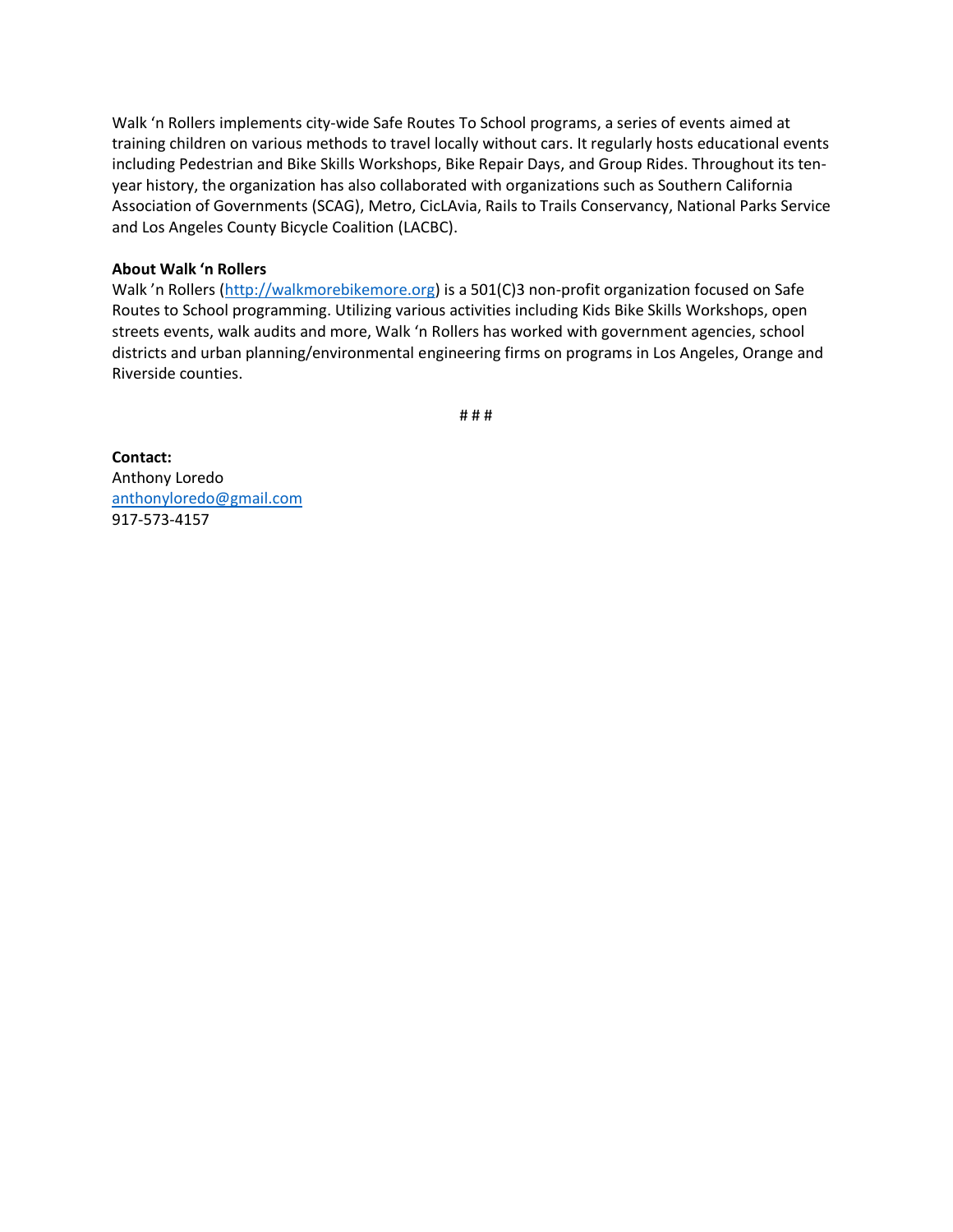Walk 'n Rollers implements city-wide Safe Routes To School programs, a series of events aimed at training children on various methods to travel locally without cars. It regularly hosts educational events including Pedestrian and Bike Skills Workshops, Bike Repair Days, and Group Rides. Throughout its ten-year history, the organization has also collaborated with organizations such as Southern California Association of Governments (SCAG), Metro, CicLAvia, Rails to Trails Conservancy, National Parks Service and Los Angeles County Bicycle Coalition (LACBC).

**About Walk 'n Rollers**
Walk 'n Rollers (http://walkmorebikemore.org) is a 501(C)3 non-profit organization focused on Safe Routes to School programming. Utilizing various activities including Kids Bike Skills Workshops, open streets events, walk audits and more, Walk 'n Rollers has worked with government agencies, school districts and urban planning/environmental engineering firms on programs in Los Angeles, Orange and Riverside counties.

# # #

**Contact:**
Anthony Loredo
anthonyloredo@gmail.com
917-573-4157